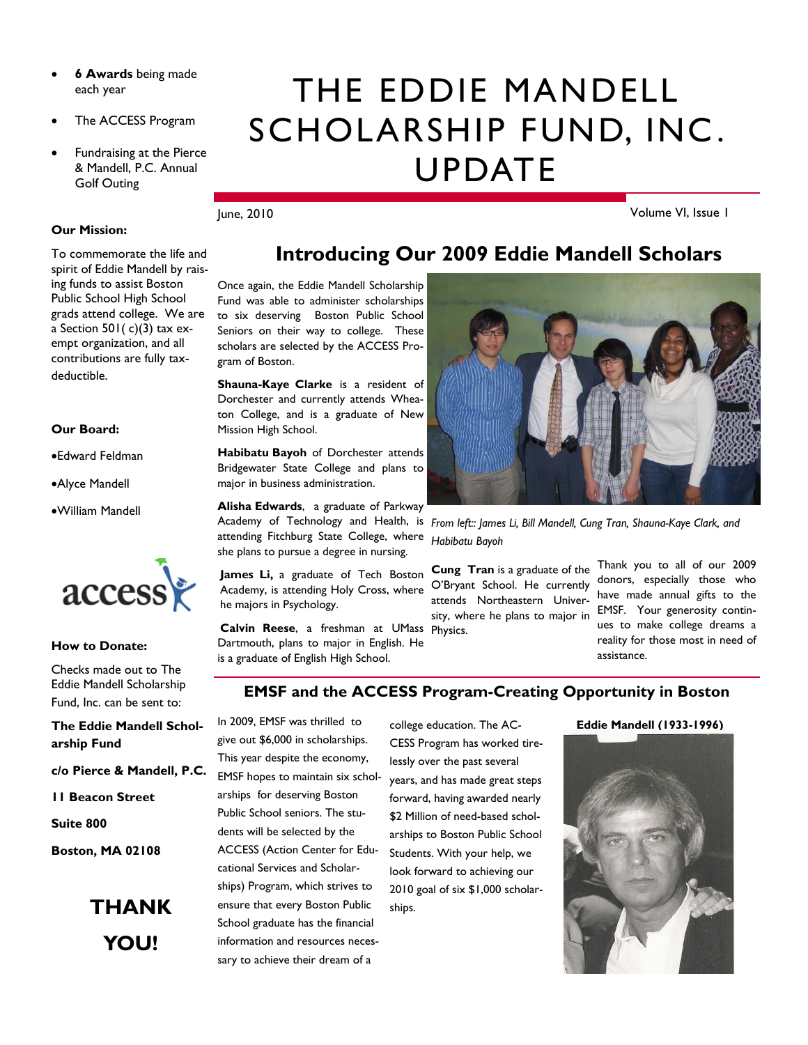# THE EDDIE MANDELL SCHOLARSHIP FUND, INC. UPDATE

June, 2010

Volume VI, Issue 1

- **6 Awards** being made each year
- The ACCESS Program
- Fundraising at the Pierce & Mandell, P.C. Annual Golf Outing

**Our Mission:**

To commemorate the life and spirit of Eddie Mandell by raising funds to assist Boston Public School High School grads attend college. We are a Section 501( c)(3) tax exempt organization, and all contributions are fully tax-deductible.

**Our Board:**

- Edward Feldman
- Alyce Mandell
- William Mandell

**How to Donate:**

Checks made out to The Eddie Mandell Scholarship Fund, Inc. can be sent to:

**The Eddie Mandell Scholarship Fund**

**c/o Pierce & Mandell, P.C.**

**11 Beacon Street**

**Suite 800**

**Boston, MA 02108**

**THANK YOU!**

## Introducing Our 2009 Eddie Mandell Scholars

Once again, the Eddie Mandell Scholarship Fund was able to administer scholarships to six deserving Boston Public School Seniors on their way to college. These scholars are selected by the ACCESS Program of Boston.

**Shauna-Kaye Clarke** is a resident of Dorchester and currently attends Wheaton College, and is a graduate of New Mission High School.

**Habibatu Bayoh** of Dorchester attends Bridgewater State College and plans to major in business administration.

**Alisha Edwards**, a graduate of Parkway Academy of Technology and Health, is attending Fitchburg State College, where she plans to pursue a degree in nursing.

**James Li,** a graduate of Tech Boston Academy, is attending Holy Cross, where he majors in Psychology.

**Calvin Reese**, a freshman at UMass Dartmouth, plans to major in English. He is a graduate of English High School.

*From left:: James Li, Bill Mandell, Cung Tran, Shauna-Kaye Clark, and Habibatu Bayoh*

**Cung Tran** is a graduate of the O'Bryant School. He currently attends Northeastern University, where he plans to major in Physics.

Thank you to all of our 2009 donors, especially those who have made annual gifts to the EMSF. Your generosity continues to make college dreams a reality for those most in need of assistance.

## EMSF and the ACCESS Program-Creating Opportunity in Boston

In 2009, EMSF was thrilled to give out $6,000 in scholarships. This year despite the economy, EMSF hopes to maintain six scholarships for deserving Boston Public School seniors. The students will be selected by the ACCESS (Action Center for Educational Services and Scholarships) Program, which strives to ensure that every Boston Public School graduate has the financial information and resources necessary to achieve their dream of a college education. The ACCESS Program has worked tirelessly over the past several years, and has made great steps forward, having awarded nearly $2 Million of need-based scholarships to Boston Public School Students. With your help, we look forward to achieving our 2010 goal of six $1,000 scholarships.

**Eddie Mandell (1933-1996)**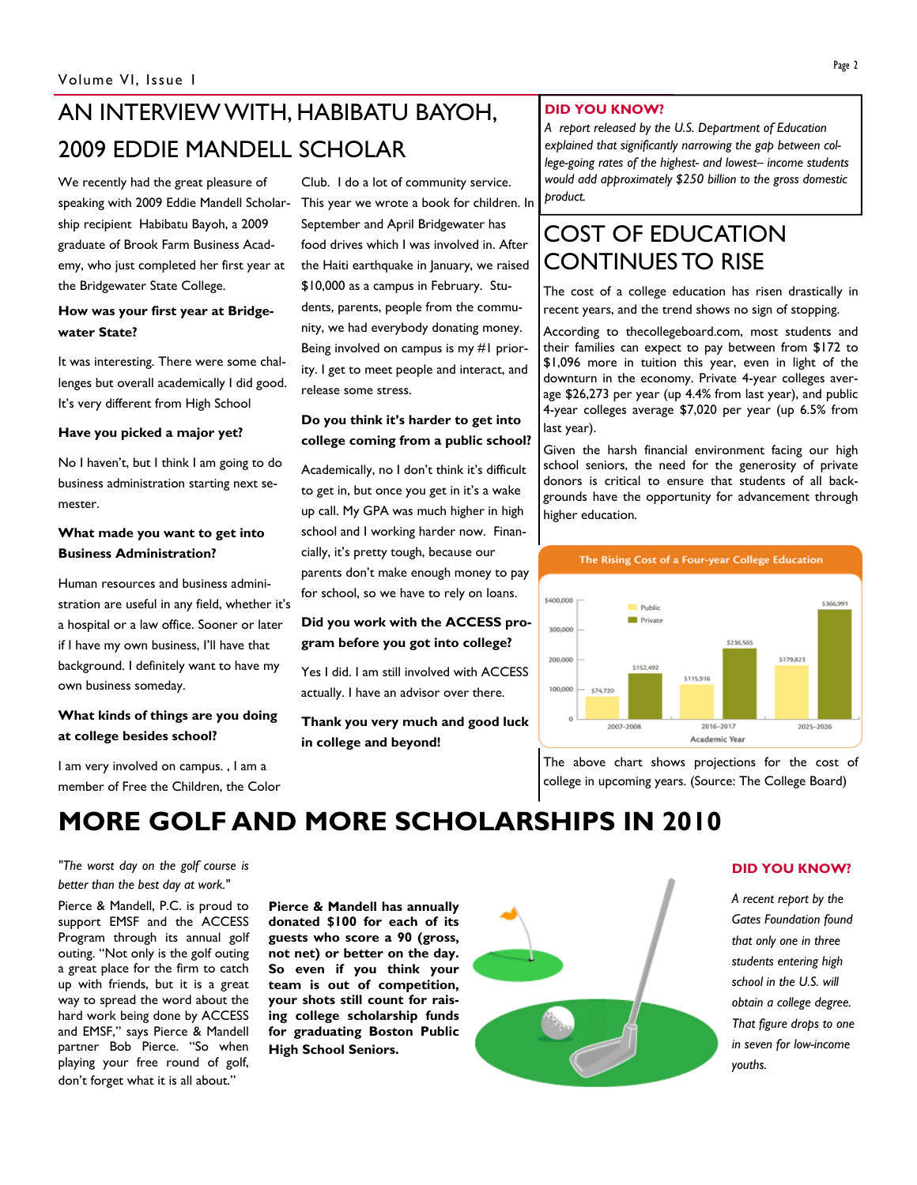# AN INTERVIEW WITH, HABIBATU BAYOH, 2009 EDDIE MANDELL SCHOLAR

We recently had the great pleasure of speaking with 2009 Eddie Mandell Scholarship recipient Habibatu Bayoh, a 2009 graduate of Brook Farm Business Academy, who just completed her first year at the Bridgewater State College.

**How was your first year at Bridgewater State?**

It was interesting. There were some challenges but overall academically I did good. It's very different from High School

**Have you picked a major yet?**

No I haven't, but I think I am going to do business administration starting next semester.

**What made you want to get into Business Administration?**

Human resources and business administration are useful in any field, whether it's a hospital or a law office. Sooner or later if I have my own business, I'll have that background. I definitely want to have my own business someday.

**What kinds of things are you doing at college besides school?**

I am very involved on campus. , I am a member of Free the Children, the Color Club. I do a lot of community service. This year we wrote a book for children. In September and April Bridgewater has food drives which I was involved in. After the Haiti earthquake in January, we raised $10,000 as a campus in February. Students, parents, people from the community, we had everybody donating money. Being involved on campus is my #1 priority. I get to meet people and interact, and release some stress.

**Do you think it's harder to get into college coming from a public school?**

Academically, no I don't think it's difficult to get in, but once you get in it's a wake up call. My GPA was much higher in high school and I working harder now. Financially, it's pretty tough, because our parents don't make enough money to pay for school, so we have to rely on loans.

**Did you work with the ACCESS program before you got into college?**

Yes I did. I am still involved with ACCESS actually. I have an advisor over there.

**Thank you very much and good luck in college and beyond!**

### DID YOU KNOW?

*A report released by the U.S. Department of Education explained that significantly narrowing the gap between college-going rates of the highest- and lowest– income students would add approximately $250 billion to the gross domestic product.*

# COST OF EDUCATION CONTINUES TO RISE

The cost of a college education has risen drastically in recent years, and the trend shows no sign of stopping.

According to thecollegeboard.com, most students and their families can expect to pay between from $172 to $1,096 more in tuition this year, even in light of the downturn in the economy. Private 4-year colleges average $26,273 per year (up 4.4% from last year), and public 4-year colleges average $7,020 per year (up 6.5% from last year).

Given the harsh financial environment facing our high school seniors, the need for the generosity of private donors is critical to ensure that students of all backgrounds have the opportunity for advancement through higher education.

**The Rising Cost of a Four-year College Education**

| Academic Year | Public | Private |
|---|---|---|
| 2007–2008 | $74,720 | $152,492 |
| 2016–2017 | $115,916 | $236,565 |
| 2025–2026 | $179,823 | $366,991 |

The above chart shows projections for the cost of college in upcoming years. (Source: The College Board)

# MORE GOLF AND MORE SCHOLARSHIPS IN 2010

*"The worst day on the golf course is better than the best day at work."*

Pierce & Mandell, P.C. is proud to support EMSF and the ACCESS Program through its annual golf outing. "Not only is the golf outing a great place for the firm to catch up with friends, but it is a great way to spread the word about the hard work being done by ACCESS and EMSF," says Pierce & Mandell partner Bob Pierce. "So when playing your free round of golf, don't forget what it is all about."

**Pierce & Mandell has annually donated $100 for each of its guests who score a 90 (gross, not net) or better on the day. So even if you think your team is out of competition, your shots still count for raising college scholarship funds for graduating Boston Public High School Seniors.**

### DID YOU KNOW?

*A recent report by the Gates Foundation found that only one in three students entering high school in the U.S. will obtain a college degree. That figure drops to one in seven for low-income youths.*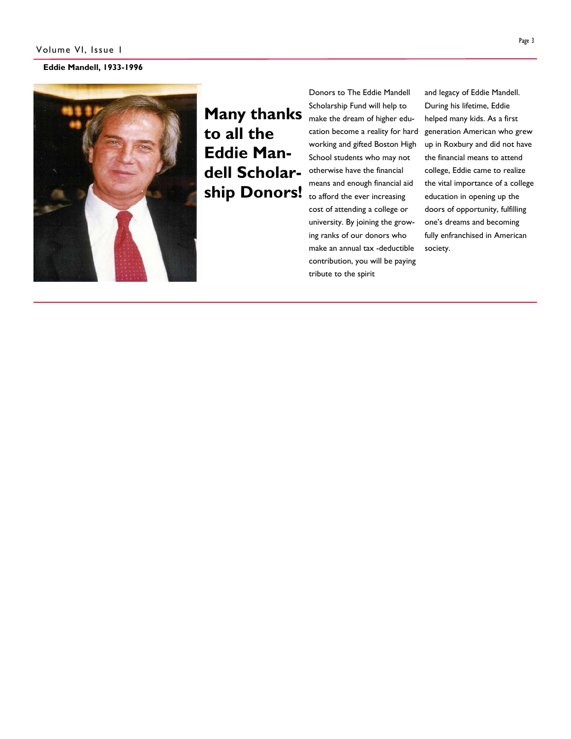**Eddie Mandell, 1933-1996**

# Many thanks to all the Eddie Mandell Scholarship Donors!

Donors to The Eddie Mandell Scholarship Fund will help to make the dream of higher education become a reality for hard working and gifted Boston High School students who may not otherwise have the financial means and enough financial aid to afford the ever increasing cost of attending a college or university. By joining the growing ranks of our donors who make an annual tax -deductible contribution, you will be paying tribute to the spirit and legacy of Eddie Mandell. During his lifetime, Eddie helped many kids. As a first generation American who grew up in Roxbury and did not have the financial means to attend college, Eddie came to realize the vital importance of a college education in opening up the doors of opportunity, fulfilling one's dreams and becoming fully enfranchised in American society.